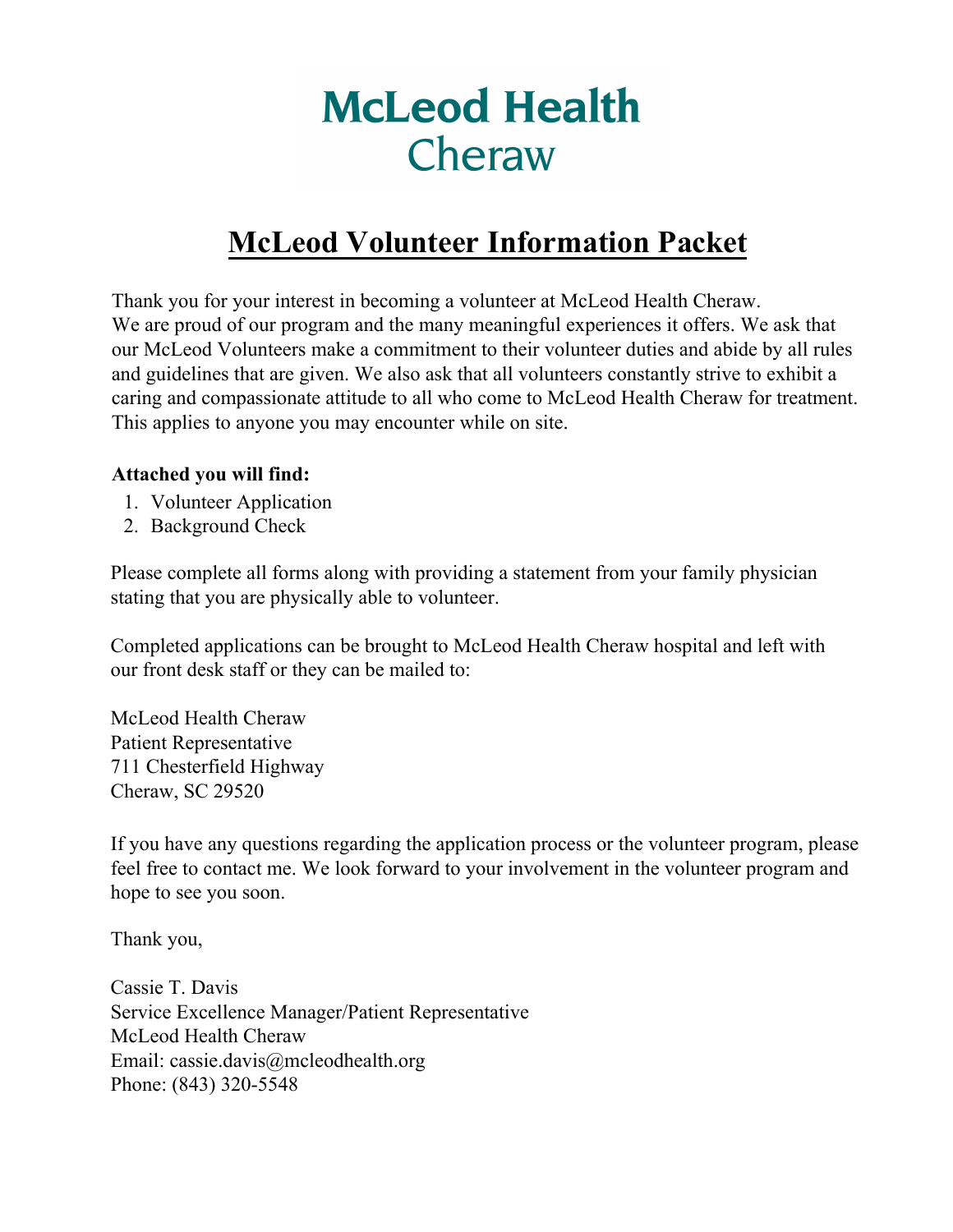# McLeod Health
## Cheraw

# McLeod Volunteer Information Packet

Thank you for your interest in becoming a volunteer at McLeod Health Cheraw. We are proud of our program and the many meaningful experiences it offers. We ask that our McLeod Volunteers make a commitment to their volunteer duties and abide by all rules and guidelines that are given. We also ask that all volunteers constantly strive to exhibit a caring and compassionate attitude to all who come to McLeod Health Cheraw for treatment. This applies to anyone you may encounter while on site.

**Attached you will find:**

1. Volunteer Application
2. Background Check

Please complete all forms along with providing a statement from your family physician stating that you are physically able to volunteer.

Completed applications can be brought to McLeod Health Cheraw hospital and left with our front desk staff or they can be mailed to:

McLeod Health Cheraw
Patient Representative
711 Chesterfield Highway
Cheraw, SC 29520

If you have any questions regarding the application process or the volunteer program, please feel free to contact me. We look forward to your involvement in the volunteer program and hope to see you soon.

Thank you,

Cassie T. Davis
Service Excellence Manager/Patient Representative
McLeod Health Cheraw
Email: cassie.davis@mcleodhealth.org
Phone: (843) 320-5548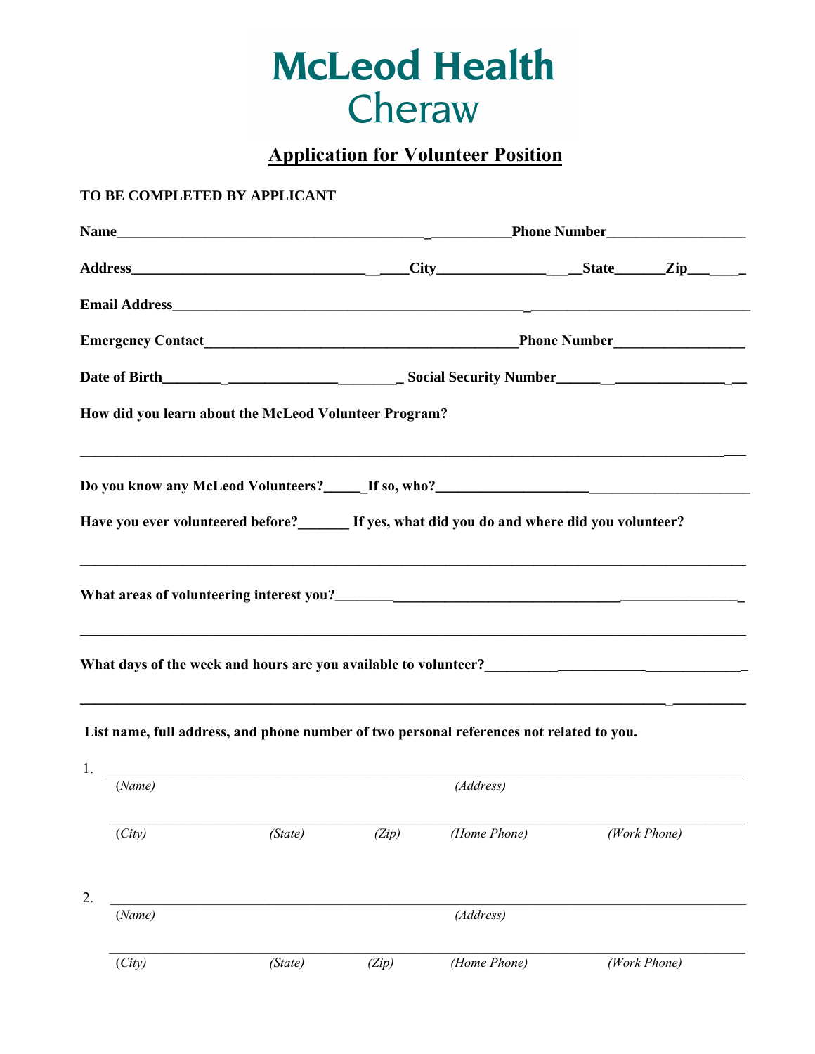# McLeod Health
## Cheraw

## Application for Volunteer Position

**TO BE COMPLETED BY APPLICANT**

**Name**___________________________________________________________ **Phone Number**___________________

**Address**_________________________________ **City**___________________ **State**_______ **Zip**__________

**Email Address**_____________________________________________________________________________

**Emergency Contact**___________________________________________ **Phone Number**_________________

**Date of Birth**_________________________________ **Social Security Number**___________________________

**How did you learn about the McLeod Volunteer Program?**

_____________________________________________________________________________________

**Do you know any McLeod Volunteers?**_____ **If so, who?**_____________________________________________

**Have you ever volunteered before?**_______ **If yes, what did you do and where did you volunteer?**

_____________________________________________________________________________________

**What areas of volunteering interest you?**______________________________________________________

_____________________________________________________________________________________

**What days of the week and hours are you available to volunteer?**______________________________________

_____________________________________________________________________________________

**List name, full address, and phone number of two personal references not related to you.**

1. _____________________________________________________________________________________
   *(Name)* *(Address)*

   _____________________________________________________________________________________
   *(City)* *(State)* *(Zip)* *(Home Phone)* *(Work Phone)*

2. _____________________________________________________________________________________
   *(Name)* *(Address)*

   _____________________________________________________________________________________
   *(City)* *(State)* *(Zip)* *(Home Phone)* *(Work Phone)*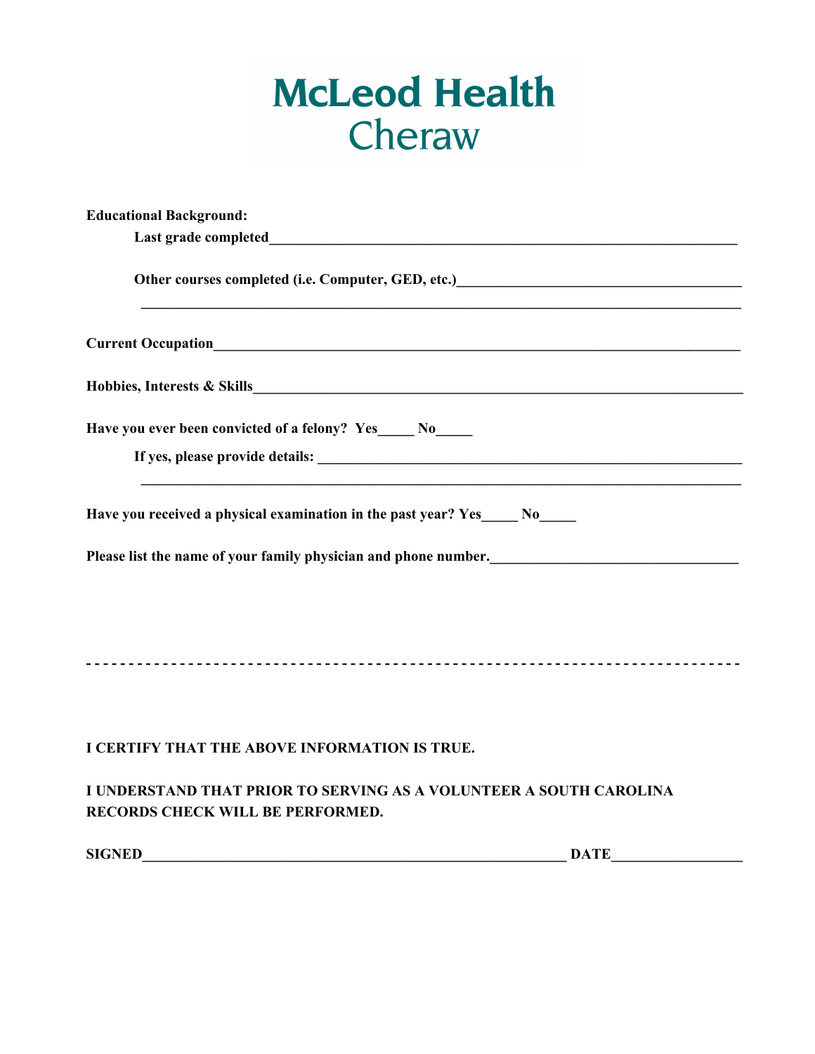# McLeod Health
## Cheraw

**Educational Background:**

**Last grade completed**_________________________________________________________________

**Other courses completed (i.e. Computer, GED, etc.)**_______________________________________

_________________________________________________________________________________

**Current Occupation**___________________________________________________________________

**Hobbies, Interests & Skills**______________________________________________________________

**Have you ever been convicted of a felony? Yes_____ No_____**

**If yes, please provide details:** ___________________________________________________________

_________________________________________________________________________________

**Have you received a physical examination in the past year? Yes_____ No_____**

**Please list the name of your family physician and phone number.**_________________________________

- - - - - - - - - - - - - - - - - - - - - - - - - - - - - - - - - - - - - - - - - - - - - - - - - - - - - - - - - - - - - - - - - - - - - - - - - - -

**I CERTIFY THAT THE ABOVE INFORMATION IS TRUE.**

**I UNDERSTAND THAT PRIOR TO SERVING AS A VOLUNTEER A SOUTH CAROLINA RECORDS CHECK WILL BE PERFORMED.**

**SIGNED**_______________________________________________ **DATE**_________________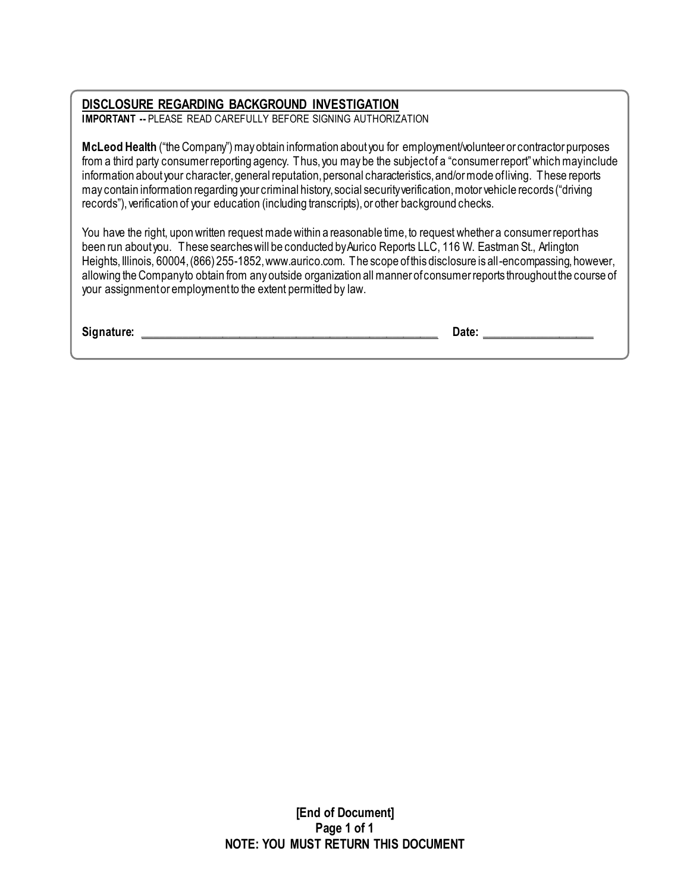## DISCLOSURE REGARDING BACKGROUND INVESTIGATION

**IMPORTANT --** PLEASE READ CAREFULLY BEFORE SIGNING AUTHORIZATION

**McLeod Health** ("the Company") may obtain information about you for employment/volunteer or contractor purposes from a third party consumer reporting agency. Thus, you may be the subject of a "consumer report" which may include information about your character, general reputation, personal characteristics, and/or mode of living. These reports may contain information regarding your criminal history, social security verification, motor vehicle records ("driving records"), verification of your education (including transcripts), or other background checks.

You have the right, upon written request made within a reasonable time, to request whether a consumer report has been run about you. These searches will be conducted by Aurico Reports LLC, 116 W. Eastman St., Arlington Heights, Illinois, 60004, (866) 255-1852, www.aurico.com. The scope of this disclosure is all-encompassing, however, allowing the Company to obtain from any outside organization all manner of consumer reports throughout the course of your assignment or employment to the extent permitted by law.

**Signature:** ______________________________ **Date:** ______________

**[End of Document]**

**NOTE: YOU MUST RETURN THIS DOCUMENT**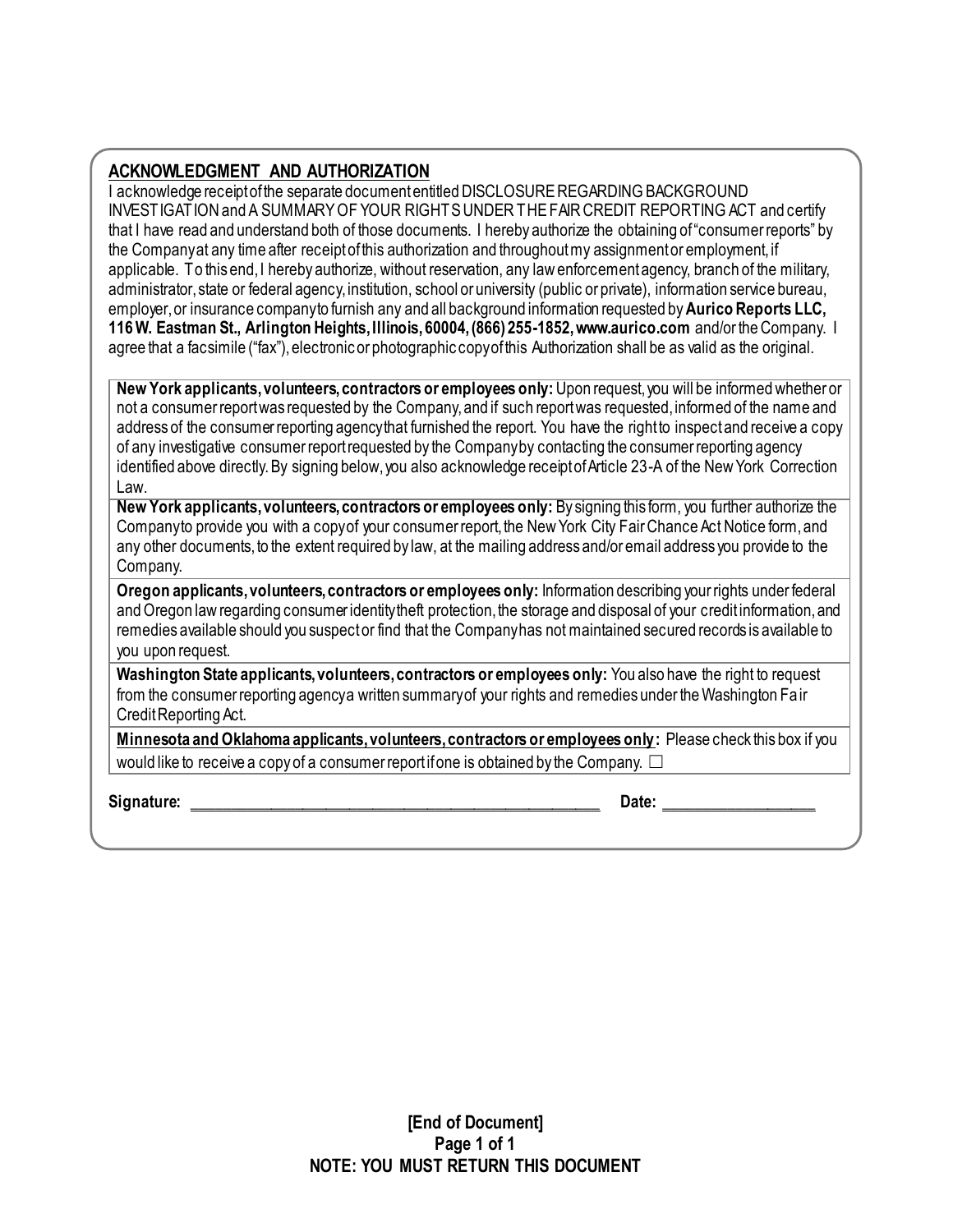## ACKNOWLEDGMENT AND AUTHORIZATION

I acknowledge receipt of the separate document entitled DISCLOSURE REGARDING BACKGROUND INVESTIGATION and A SUMMARY OF YOUR RIGHTS UNDER THE FAIR CREDIT REPORTING ACT and certify that I have read and understand both of those documents. I hereby authorize the obtaining of "consumer reports" by the Company at any time after receipt of this authorization and throughout my assignment or employment, if applicable. To this end, I hereby authorize, without reservation, any law enforcement agency, branch of the military, administrator, state or federal agency, institution, school or university (public or private), information service bureau, employer, or insurance company to furnish any and all background information requested by **Aurico Reports LLC, 116 W. Eastman St., Arlington Heights, Illinois, 60004, (866) 255-1852, www.aurico.com** and/or the Company. I agree that a facsimile ("fax"), electronic or photographic copy of this Authorization shall be as valid as the original.

**New York applicants, volunteers, contractors or employees only:** Upon request, you will be informed whether or not a consumer report was requested by the Company, and if such report was requested, informed of the name and address of the consumer reporting agency that furnished the report. You have the right to inspect and receive a copy of any investigative consumer report requested by the Company by contacting the consumer reporting agency identified above directly. By signing below, you also acknowledge receipt of Article 23-A of the New York Correction Law.

**New York applicants, volunteers, contractors or employees only:** By signing this form, you further authorize the Company to provide you with a copy of your consumer report, the New York City Fair Chance Act Notice form, and any other documents, to the extent required by law, at the mailing address and/or email address you provide to the Company.

**Oregon applicants, volunteers, contractors or employees only:** Information describing your rights under federal and Oregon law regarding consumer identity theft protection, the storage and disposal of your credit information, and remedies available should you suspect or find that the Company has not maintained secured records is available to you upon request.

**Washington State applicants, volunteers, contractors or employees only:** You also have the right to request from the consumer reporting agency a written summary of your rights and remedies under the Washington Fair Credit Reporting Act.

**Minnesota and Oklahoma applicants, volunteers, contractors or employees only:** Please check this box if you would like to receive a copy of a consumer report if one is obtained by the Company. ☐

**Signature:** ______________________________ **Date:** ________________

**[End of Document]**

**NOTE: YOU MUST RETURN THIS DOCUMENT**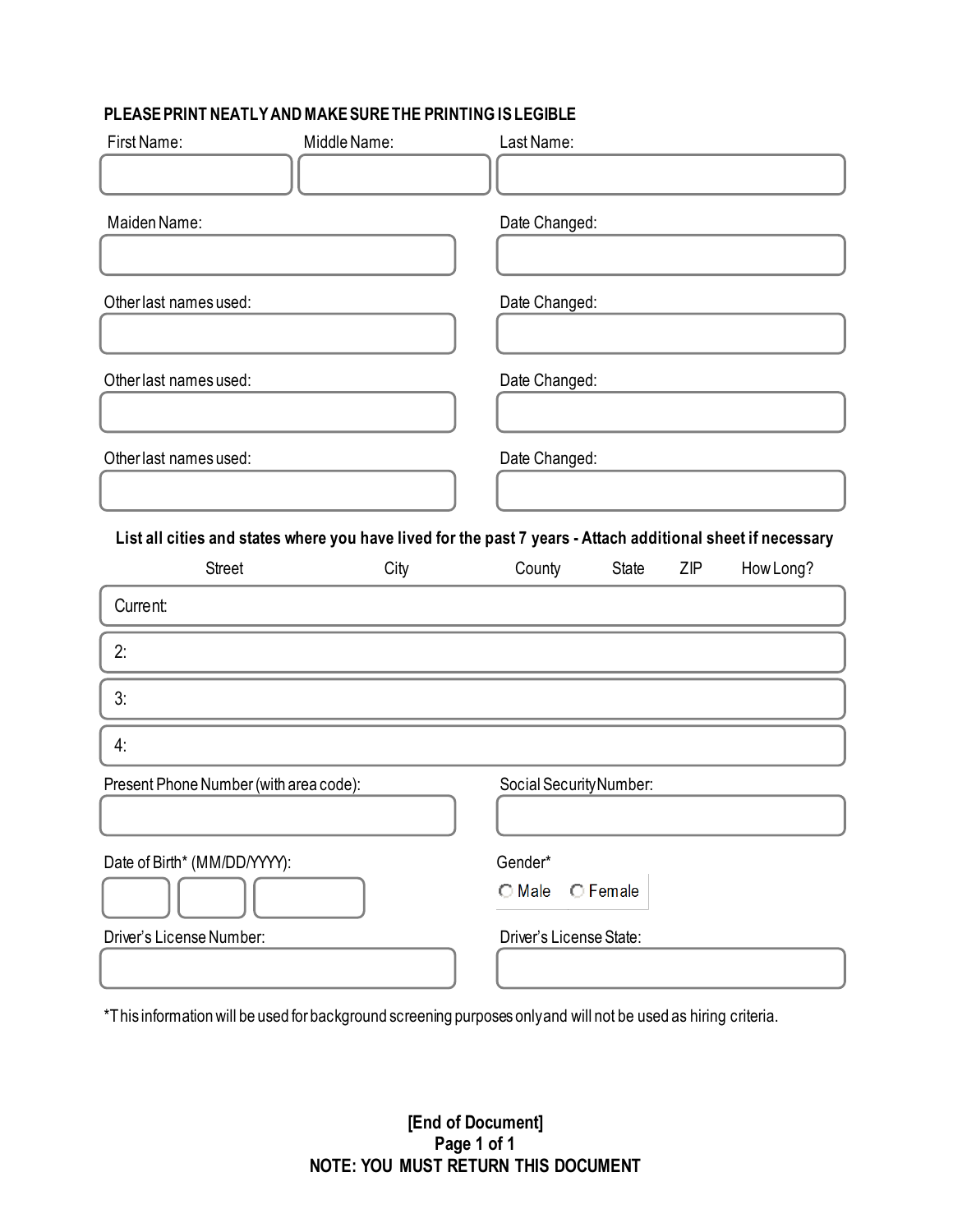**PLEASE PRINT NEATLY AND MAKE SURE THE PRINTING IS LEGIBLE**

| First Name: | Middle Name: | Last Name: |
| --- | --- | --- |
| | | |

| Maiden Name: | Date Changed: |
| --- | --- |
| | |
| **Other last names used:** | **Date Changed:** |
| | |
| **Other last names used:** | **Date Changed:** |
| | |
| **Other last names used:** | **Date Changed:** |
| | |

**List all cities and states where you have lived for the past 7 years - Attach additional sheet if necessary**

| | Street | City | County | State | ZIP | How Long? |
| --- | --- | --- | --- | --- | --- | --- |
| Current: | | | | | | |
| 2: | | | | | | |
| 3: | | | | | | |
| 4: | | | | | | |

| Present Phone Number (with area code): | Social Security Number: |
| --- | --- |
| | |
| **Date of Birth* (MM/DD/YYYY):** | **Gender*** |
| | ○ Male ○ Female |
| **Driver's License Number:** | **Driver's License State:** |
| | |

*This information will be used for background screening purposes only and will not be used as hiring criteria.

**[End of Document]**

**NOTE: YOU MUST RETURN THIS DOCUMENT**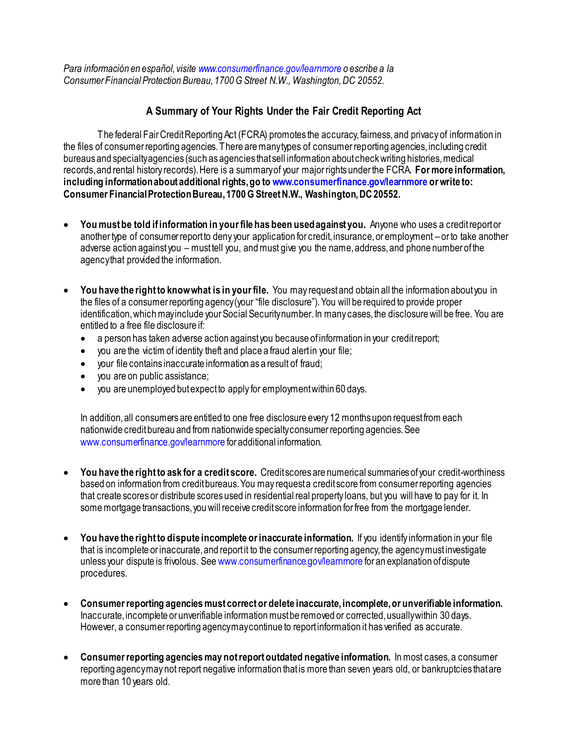*Para información en español, visite www.consumerfinance.gov/learnmore o escribe a la Consumer Financial Protection Bureau, 1700 G Street N.W., Washington, DC 20552.*

## A Summary of Your Rights Under the Fair Credit Reporting Act

The federal Fair Credit Reporting Act (FCRA) promotes the accuracy, fairness, and privacy of information in the files of consumer reporting agencies. There are many types of consumer reporting agencies, including credit bureaus and specialty agencies (such as agencies that sell information about check writing histories, medical records, and rental history records). Here is a summary of your major rights under the FCRA. **For more information, including information about additional rights, go to www.consumerfinance.gov/learnmore or write to: Consumer Financial Protection Bureau, 1700 G Street N.W., Washington, DC 20552.**

- **You must be told if information in your file has been used against you.** Anyone who uses a credit report or another type of consumer report to deny your application for credit, insurance, or employment – or to take another adverse action against you – must tell you, and must give you the name, address, and phone number of the agency that provided the information.

- **You have the right to know what is in your file.** You may request and obtain all the information about you in the files of a consumer reporting agency (your "file disclosure"). You will be required to provide proper identification, which may include your Social Security number. In many cases, the disclosure will be free. You are entitled to a free file disclosure if:
  - a person has taken adverse action against you because of information in your credit report;
  - you are the victim of identity theft and place a fraud alert in your file;
  - your file contains inaccurate information as a result of fraud;
  - you are on public assistance;
  - you are unemployed but expect to apply for employment within 60 days.

  In addition, all consumers are entitled to one free disclosure every 12 months upon request from each nationwide credit bureau and from nationwide specialty consumer reporting agencies. See www.consumerfinance.gov/learnmore for additional information.

- **You have the right to ask for a credit score.** Credit scores are numerical summaries of your credit-worthiness based on information from credit bureaus. You may request a credit score from consumer reporting agencies that create scores or distribute scores used in residential real property loans, but you will have to pay for it. In some mortgage transactions, you will receive credit score information for free from the mortgage lender.

- **You have the right to dispute incomplete or inaccurate information.** If you identify information in your file that is incomplete or inaccurate, and report it to the consumer reporting agency, the agency must investigate unless your dispute is frivolous. See www.consumerfinance.gov/learnmore for an explanation of dispute procedures.

- **Consumer reporting agencies must correct or delete inaccurate, incomplete, or unverifiable information.** Inaccurate, incomplete or unverifiable information must be removed or corrected, usually within 30 days. However, a consumer reporting agency may continue to report information it has verified as accurate.

- **Consumer reporting agencies may not report outdated negative information.** In most cases, a consumer reporting agency may not report negative information that is more than seven years old, or bankruptcies that are more than 10 years old.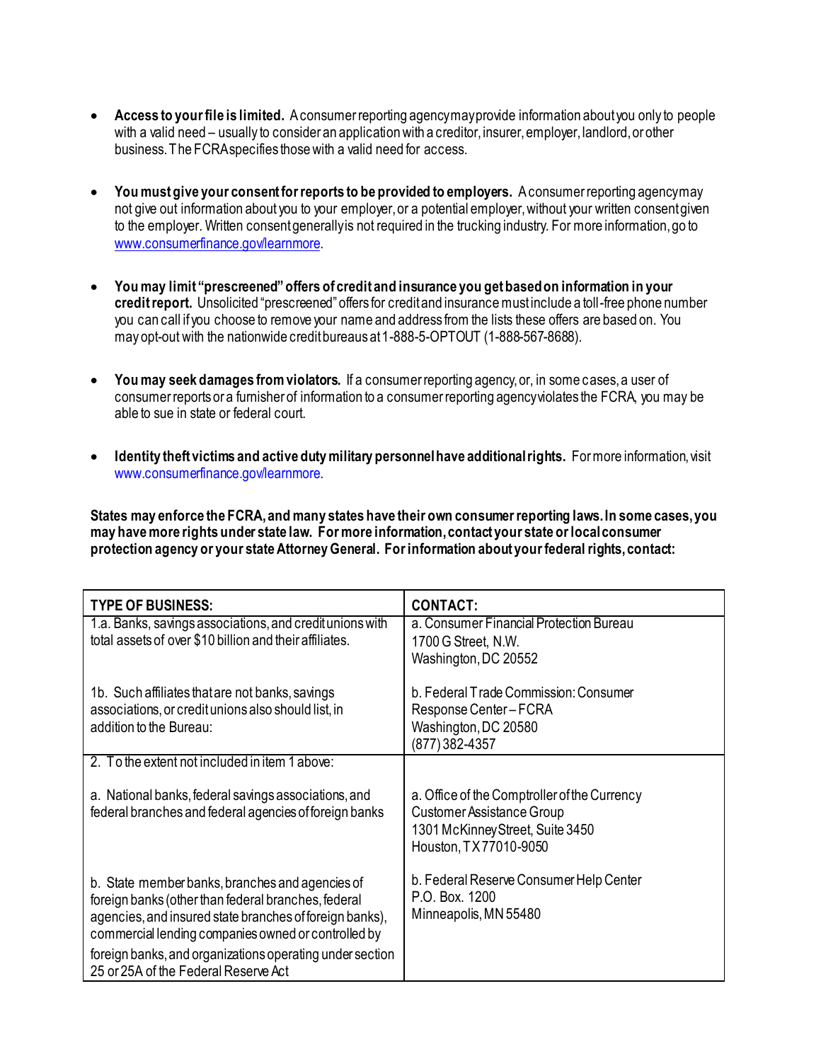- **Access to your file is limited.** A consumer reporting agency may provide information about you only to people with a valid need – usually to consider an application with a creditor, insurer, employer, landlord, or other business. The FCRA specifies those with a valid need for access.

- **You must give your consent for reports to be provided to employers.** A consumer reporting agency may not give out information about you to your employer, or a potential employer, without your written consent given to the employer. Written consent generally is not required in the trucking industry. For more information, go to www.consumerfinance.gov/learnmore.

- **You may limit "prescreened" offers of credit and insurance you get based on information in your credit report.** Unsolicited "prescreened" offers for credit and insurance must include a toll-free phone number you can call if you choose to remove your name and address from the lists these offers are based on. You may opt-out with the nationwide credit bureaus at 1-888-5-OPTOUT (1-888-567-8688).

- **You may seek damages from violators.** If a consumer reporting agency, or, in some cases, a user of consumer reports or a furnisher of information to a consumer reporting agency violates the FCRA, you may be able to sue in state or federal court.

- **Identity theft victims and active duty military personnel have additional rights.** For more information, visit www.consumerfinance.gov/learnmore.

**States may enforce the FCRA, and many states have their own consumer reporting laws. In some cases, you may have more rights under state law. For more information, contact your state or local consumer protection agency or your state Attorney General. For information about your federal rights, contact:**

| TYPE OF BUSINESS: | CONTACT: |
|---|---|
| 1.a. Banks, savings associations, and credit unions with total assets of over $10 billion and their affiliates.<br><br>1b. Such affiliates that are not banks, savings associations, or credit unions also should list, in addition to the Bureau: | a. Consumer Financial Protection Bureau<br>1700 G Street, N.W.<br>Washington, DC 20552<br><br>b. Federal Trade Commission: Consumer Response Center – FCRA<br>Washington, DC 20580<br>(877) 382-4357 |
| 2. To the extent not included in item 1 above:<br><br>a. National banks, federal savings associations, and federal branches and federal agencies of foreign banks<br><br>b. State member banks, branches and agencies of foreign banks (other than federal branches, federal agencies, and insured state branches of foreign banks), commercial lending companies owned or controlled by foreign banks, and organizations operating under section 25 or 25A of the Federal Reserve Act | <br><br>a. Office of the Comptroller of the Currency<br>Customer Assistance Group<br>1301 McKinney Street, Suite 3450<br>Houston, TX 77010-9050<br><br>b. Federal Reserve Consumer Help Center<br>P.O. Box. 1200<br>Minneapolis, MN 55480 |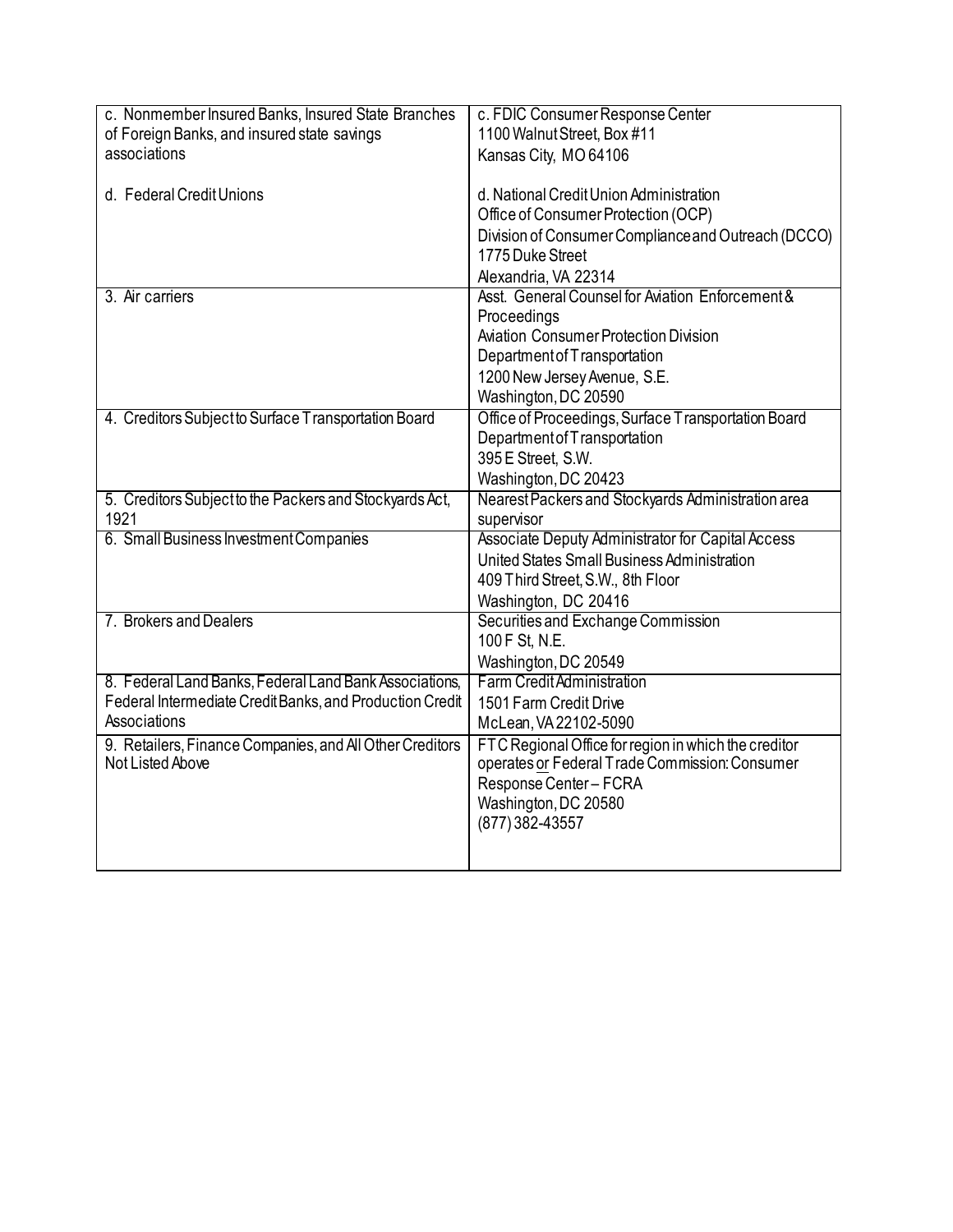| | |
|---|---|
| c. Nonmember Insured Banks, Insured State Branches of Foreign Banks, and insured state savings associations<br><br>d. Federal Credit Unions | c. FDIC Consumer Response Center<br>1100 Walnut Street, Box #11<br>Kansas City, MO 64106<br><br>d. National Credit Union Administration<br>Office of Consumer Protection (OCP)<br>Division of Consumer Compliance and Outreach (DCCO)<br>1775 Duke Street<br>Alexandria, VA 22314 |
| 3. Air carriers | Asst. General Counsel for Aviation Enforcement & Proceedings<br>Aviation Consumer Protection Division<br>Department of Transportation<br>1200 New Jersey Avenue, S.E.<br>Washington, DC 20590 |
| 4. Creditors Subject to Surface Transportation Board | Office of Proceedings, Surface Transportation Board<br>Department of Transportation<br>395 E Street, S.W.<br>Washington, DC 20423 |
| 5. Creditors Subject to the Packers and Stockyards Act, 1921 | Nearest Packers and Stockyards Administration area supervisor |
| 6. Small Business Investment Companies | Associate Deputy Administrator for Capital Access<br>United States Small Business Administration<br>409 Third Street, S.W., 8th Floor<br>Washington, DC 20416 |
| 7. Brokers and Dealers | Securities and Exchange Commission<br>100 F St, N.E.<br>Washington, DC 20549 |
| 8. Federal Land Banks, Federal Land Bank Associations, Federal Intermediate Credit Banks, and Production Credit Associations | Farm Credit Administration<br>1501 Farm Credit Drive<br>McLean, VA 22102-5090 |
| 9. Retailers, Finance Companies, and All Other Creditors Not Listed Above | FTC Regional Office for region in which the creditor operates <u>or</u> Federal Trade Commission: Consumer Response Center – FCRA<br>Washington, DC 20580<br>(877) 382-43557 |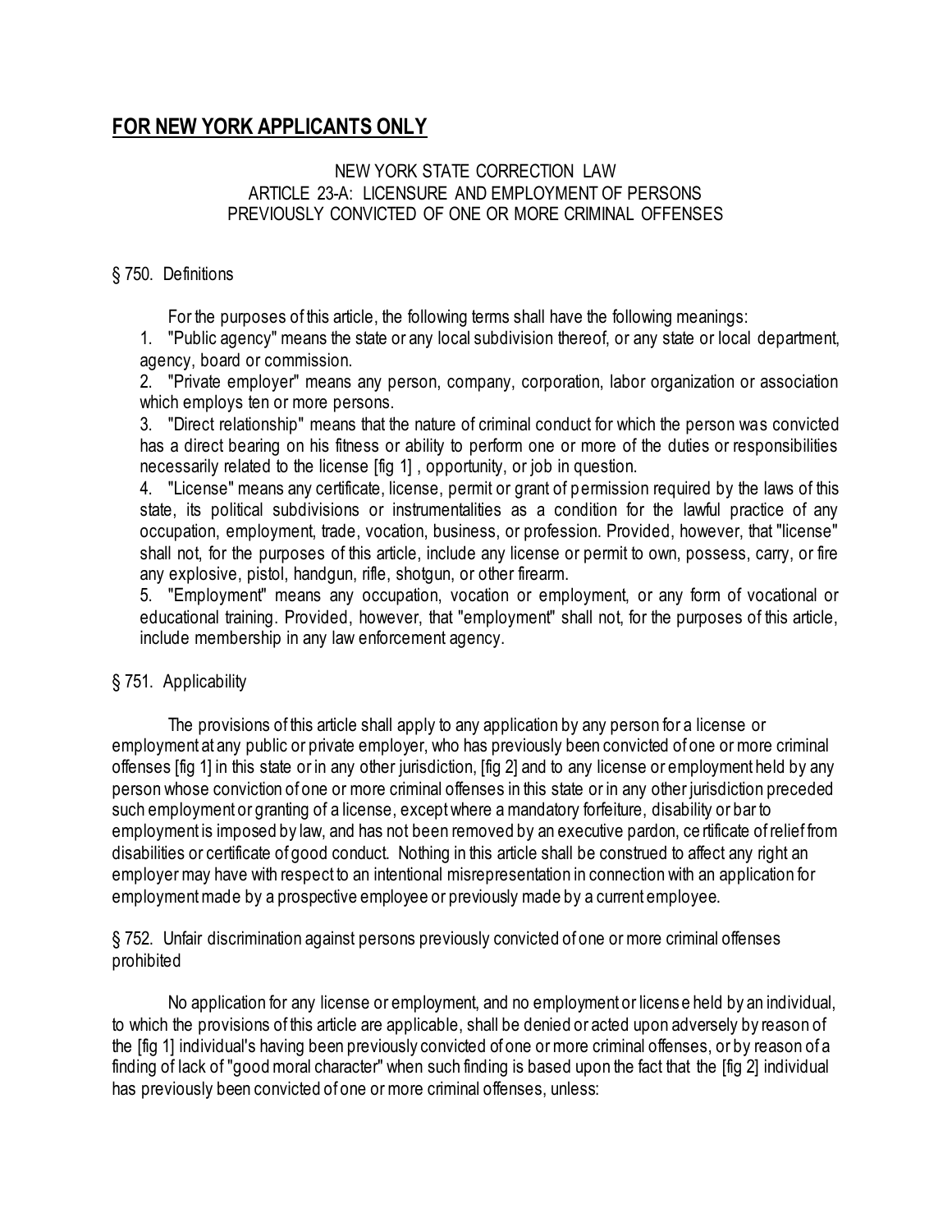## FOR NEW YORK APPLICANTS ONLY

NEW YORK STATE CORRECTION LAW
ARTICLE 23-A: LICENSURE AND EMPLOYMENT OF PERSONS
PREVIOUSLY CONVICTED OF ONE OR MORE CRIMINAL OFFENSES

§ 750. Definitions

For the purposes of this article, the following terms shall have the following meanings:

1. "Public agency" means the state or any local subdivision thereof, or any state or local department, agency, board or commission.
2. "Private employer" means any person, company, corporation, labor organization or association which employs ten or more persons.
3. "Direct relationship" means that the nature of criminal conduct for which the person was convicted has a direct bearing on his fitness or ability to perform one or more of the duties or responsibilities necessarily related to the license [fig 1] , opportunity, or job in question.
4. "License" means any certificate, license, permit or grant of permission required by the laws of this state, its political subdivisions or instrumentalities as a condition for the lawful practice of any occupation, employment, trade, vocation, business, or profession. Provided, however, that "license" shall not, for the purposes of this article, include any license or permit to own, possess, carry, or fire any explosive, pistol, handgun, rifle, shotgun, or other firearm.
5. "Employment" means any occupation, vocation or employment, or any form of vocational or educational training. Provided, however, that "employment" shall not, for the purposes of this article, include membership in any law enforcement agency.

§ 751. Applicability

The provisions of this article shall apply to any application by any person for a license or employment at any public or private employer, who has previously been convicted of one or more criminal offenses [fig 1] in this state or in any other jurisdiction, [fig 2] and to any license or employment held by any person whose conviction of one or more criminal offenses in this state or in any other jurisdiction preceded such employment or granting of a license, except where a mandatory forfeiture, disability or bar to employment is imposed by law, and has not been removed by an executive pardon, certificate of relief from disabilities or certificate of good conduct. Nothing in this article shall be construed to affect any right an employer may have with respect to an intentional misrepresentation in connection with an application for employment made by a prospective employee or previously made by a current employee.

§ 752. Unfair discrimination against persons previously convicted of one or more criminal offenses prohibited

No application for any license or employment, and no employment or license held by an individual, to which the provisions of this article are applicable, shall be denied or acted upon adversely by reason of the [fig 1] individual's having been previously convicted of one or more criminal offenses, or by reason of a finding of lack of "good moral character" when such finding is based upon the fact that the [fig 2] individual has previously been convicted of one or more criminal offenses, unless: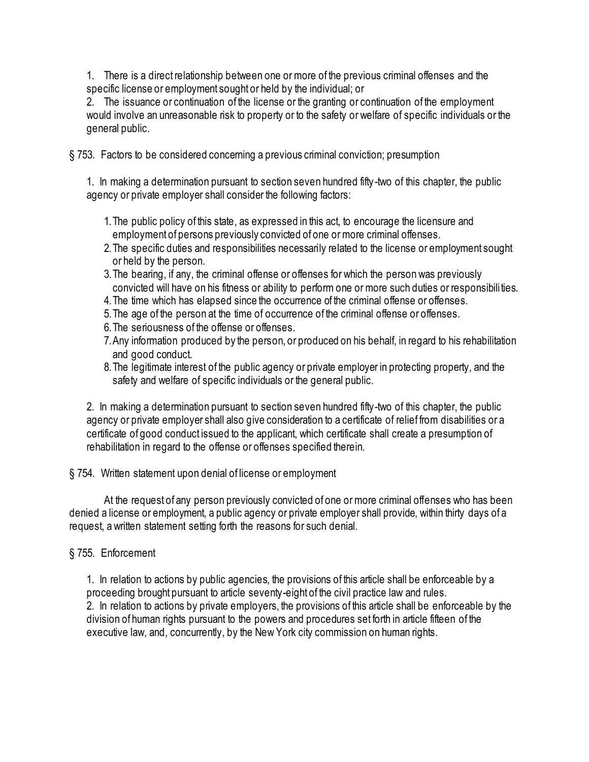1. There is a direct relationship between one or more of the previous criminal offenses and the specific license or employment sought or held by the individual; or
2. The issuance or continuation of the license or the granting or continuation of the employment would involve an unreasonable risk to property or to the safety or welfare of specific individuals or the general public.

§ 753. Factors to be considered concerning a previous criminal conviction; presumption

1. In making a determination pursuant to section seven hundred fifty-two of this chapter, the public agency or private employer shall consider the following factors:

    1. The public policy of this state, as expressed in this act, to encourage the licensure and employment of persons previously convicted of one or more criminal offenses.
    2. The specific duties and responsibilities necessarily related to the license or employment sought or held by the person.
    3. The bearing, if any, the criminal offense or offenses for which the person was previously convicted will have on his fitness or ability to perform one or more such duties or responsibilities.
    4. The time which has elapsed since the occurrence of the criminal offense or offenses.
    5. The age of the person at the time of occurrence of the criminal offense or offenses.
    6. The seriousness of the offense or offenses.
    7. Any information produced by the person, or produced on his behalf, in regard to his rehabilitation and good conduct.
    8. The legitimate interest of the public agency or private employer in protecting property, and the safety and welfare of specific individuals or the general public.

2. In making a determination pursuant to section seven hundred fifty-two of this chapter, the public agency or private employer shall also give consideration to a certificate of relief from disabilities or a certificate of good conduct issued to the applicant, which certificate shall create a presumption of rehabilitation in regard to the offense or offenses specified therein.

§ 754. Written statement upon denial of license or employment

At the request of any person previously convicted of one or more criminal offenses who has been denied a license or employment, a public agency or private employer shall provide, within thirty days of a request, a written statement setting forth the reasons for such denial.

§ 755. Enforcement

1. In relation to actions by public agencies, the provisions of this article shall be enforceable by a proceeding brought pursuant to article seventy-eight of the civil practice law and rules.
2. In relation to actions by private employers, the provisions of this article shall be enforceable by the division of human rights pursuant to the powers and procedures set forth in article fifteen of the executive law, and, concurrently, by the New York city commission on human rights.